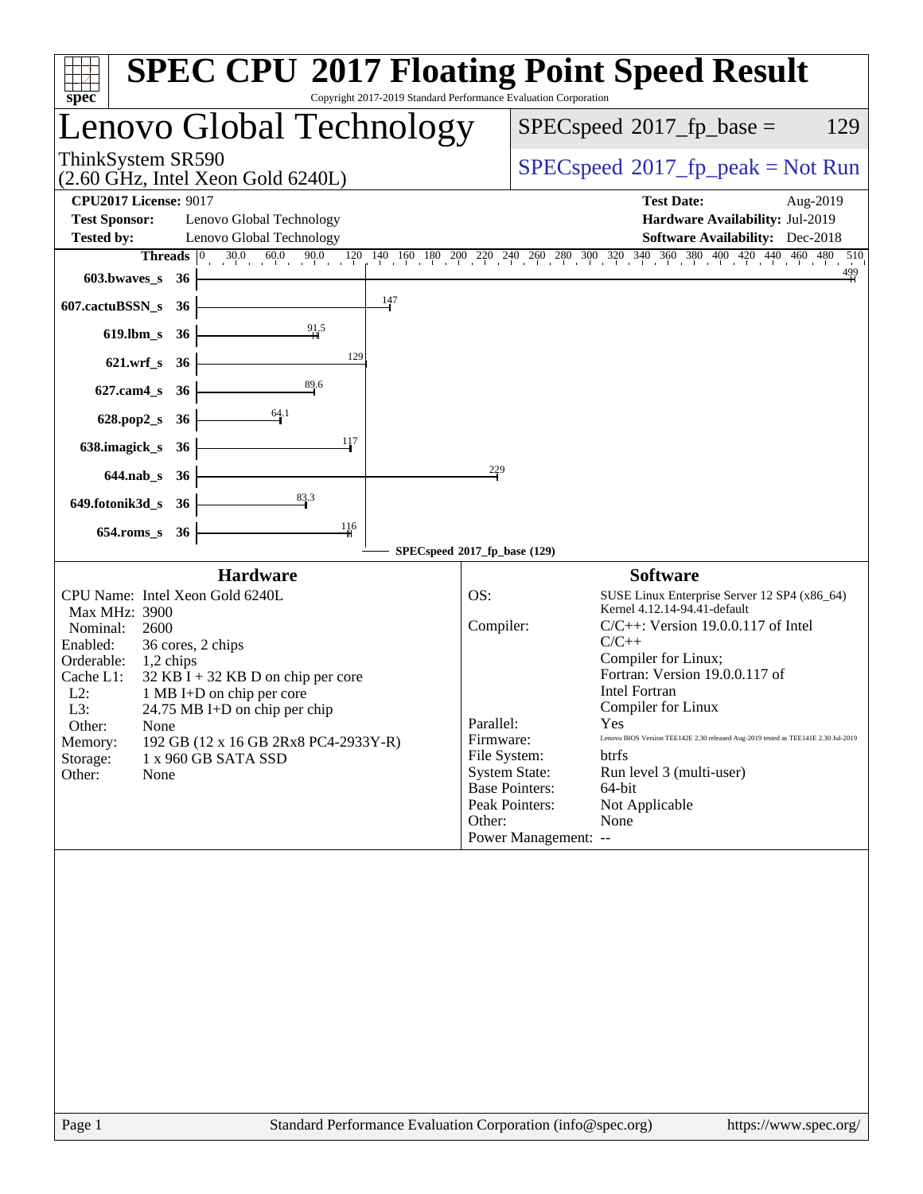# SPEC CPU 2017 Floating Point Speed Result

Copyright 2017-2019 Standard Performance Evaluation Corporation

## Lenovo Global Technology

ThinkSystem SR590
(2.60 GHz, Intel Xeon Gold 6240L)

SPECspeed 2017_fp_base = 129

SPECspeed 2017_fp_peak = Not Run

**CPU2017 License:** 9017
**Test Sponsor:** Lenovo Global Technology
**Tested by:** Lenovo Global Technology

**Test Date:** Aug-2019
**Hardware Availability:** Jul-2019
**Software Availability:** Dec-2018

| Benchmark | Threads | Base Ratio |
|---|---|---|
| 603.bwaves_s | 36 | 499 |
| 607.cactuBSSN_s | 36 | 147 |
| 619.lbm_s | 36 | 91.5 |
| 621.wrf_s | 36 | 129 |
| 627.cam4_s | 36 | 89.6 |
| 628.pop2_s | 36 | 64.1 |
| 638.imagick_s | 36 | 117 |
| 644.nab_s | 36 | 229 |
| 649.fotonik3d_s | 36 | 83.3 |
| 654.roms_s | 36 | 116 |

SPECspeed 2017_fp_base (129)

### Hardware

- CPU Name: Intel Xeon Gold 6240L
- Max MHz: 3900
- Nominal: 2600
- Enabled: 36 cores, 2 chips
- Orderable: 1,2 chips
- Cache L1: 32 KB I + 32 KB D on chip per core
- L2: 1 MB I+D on chip per core
- L3: 24.75 MB I+D on chip per chip
- Other: None
- Memory: 192 GB (12 x 16 GB 2Rx8 PC4-2933Y-R)
- Storage: 1 x 960 GB SATA SSD
- Other: None

### Software

- OS: SUSE Linux Enterprise Server 12 SP4 (x86_64) Kernel 4.12.14-94.41-default
- Compiler: C/C++: Version 19.0.0.117 of Intel C/C++ Compiler for Linux; Fortran: Version 19.0.0.117 of Intel Fortran Compiler for Linux
- Parallel: Yes
- Firmware: Lenovo BIOS Version TEE142E 2.30 released Aug-2019 tested as TEE141E 2.30 Jul-2019
- File System: btrfs
- System State: Run level 3 (multi-user)
- Base Pointers: 64-bit
- Peak Pointers: Not Applicable
- Other: None
- Power Management: --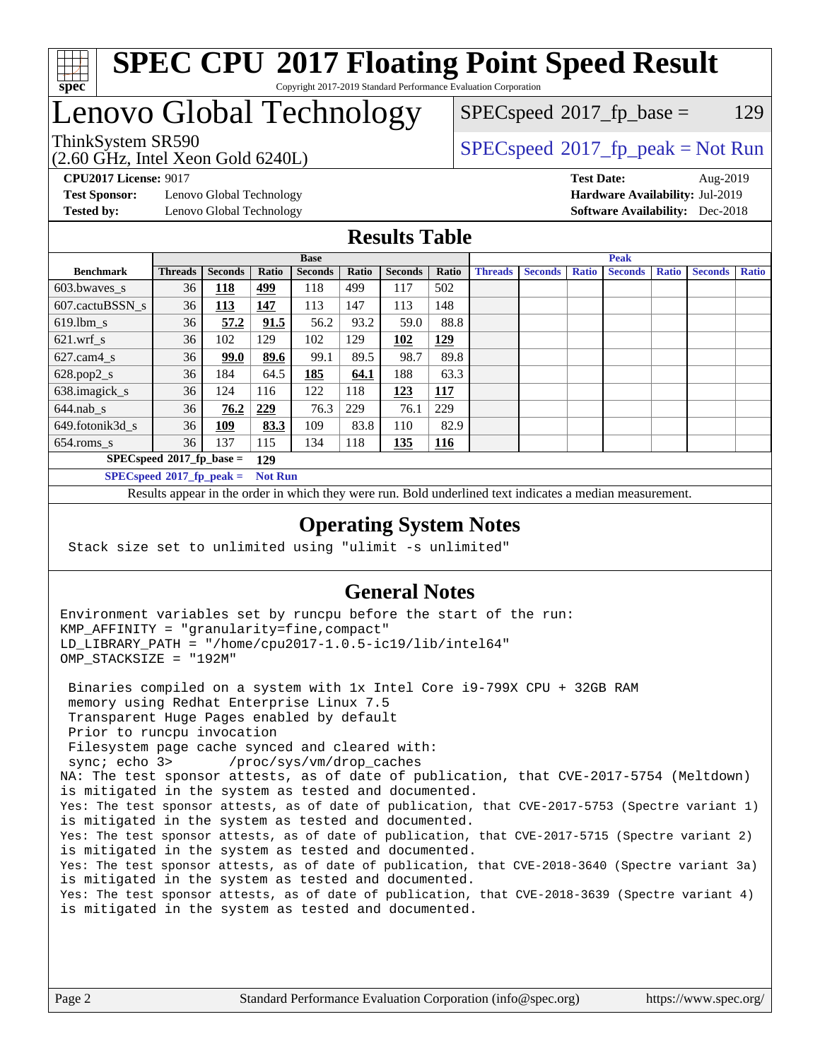# SPEC CPU 2017 Floating Point Speed Result

Copyright 2017-2019 Standard Performance Evaluation Corporation

# Lenovo Global Technology

ThinkSystem SR590
(2.60 GHz, Intel Xeon Gold 6240L)

SPECspeed 2017_fp_base = 129

SPECspeed 2017_fp_peak = Not Run

**CPU2017 License:** 9017
**Test Sponsor:** Lenovo Global Technology
**Tested by:** Lenovo Global Technology

**Test Date:** Aug-2019
**Hardware Availability:** Jul-2019
**Software Availability:** Dec-2018

## Results Table

| Benchmark | Base | | | | | | | Peak | | | | | | |
|---|---|---|---|---|---|---|---|---|---|---|---|---|---|---|
| | Threads | Seconds | Ratio | Seconds | Ratio | Seconds | Ratio | Threads | Seconds | Ratio | Seconds | Ratio | Seconds | Ratio |
| 603.bwaves_s | 36 | **118** | **499** | 118 | 499 | 117 | 502 | | | | | | | |
| 607.cactuBSSN_s | 36 | **113** | **147** | 113 | 147 | 113 | 148 | | | | | | | |
| 619.lbm_s | 36 | **57.2** | **91.5** | 56.2 | 93.2 | 59.0 | 88.8 | | | | | | | |
| 621.wrf_s | 36 | 102 | 129 | 102 | 129 | **102** | **129** | | | | | | | |
| 627.cam4_s | 36 | **99.0** | **89.6** | 99.1 | 89.5 | 98.7 | 89.8 | | | | | | | |
| 628.pop2_s | 36 | 184 | 64.5 | **185** | **64.1** | 188 | 63.3 | | | | | | | |
| 638.imagick_s | 36 | 124 | 116 | 122 | 118 | **123** | **117** | | | | | | | |
| 644.nab_s | 36 | **76.2** | **229** | 76.3 | 229 | 76.1 | 229 | | | | | | | |
| 649.fotonik3d_s | 36 | **109** | **83.3** | 109 | 83.8 | 110 | 82.9 | | | | | | | |
| 654.roms_s | 36 | 137 | 115 | 134 | 118 | **135** | **116** | | | | | | | |

**SPECspeed 2017_fp_base = 129**

**SPECspeed 2017_fp_peak = Not Run**

Results appear in the order in which they were run. Bold underlined text indicates a median measurement.

## Operating System Notes

```
Stack size set to unlimited using "ulimit -s unlimited"
```

## General Notes

```
Environment variables set by runcpu before the start of the run:
KMP_AFFINITY = "granularity=fine,compact"
LD_LIBRARY_PATH = "/home/cpu2017-1.0.5-ic19/lib/intel64"
OMP_STACKSIZE = "192M"

 Binaries compiled on a system with 1x Intel Core i9-799X CPU + 32GB RAM
 memory using Redhat Enterprise Linux 7.5
 Transparent Huge Pages enabled by default
 Prior to runcpu invocation
 Filesystem page cache synced and cleared with:
 sync; echo 3>       /proc/sys/vm/drop_caches
NA: The test sponsor attests, as of date of publication, that CVE-2017-5754 (Meltdown)
is mitigated in the system as tested and documented.
Yes: The test sponsor attests, as of date of publication, that CVE-2017-5753 (Spectre variant 1)
is mitigated in the system as tested and documented.
Yes: The test sponsor attests, as of date of publication, that CVE-2017-5715 (Spectre variant 2)
is mitigated in the system as tested and documented.
Yes: The test sponsor attests, as of date of publication, that CVE-2018-3640 (Spectre variant 3a)
is mitigated in the system as tested and documented.
Yes: The test sponsor attests, as of date of publication, that CVE-2018-3639 (Spectre variant 4)
is mitigated in the system as tested and documented.
```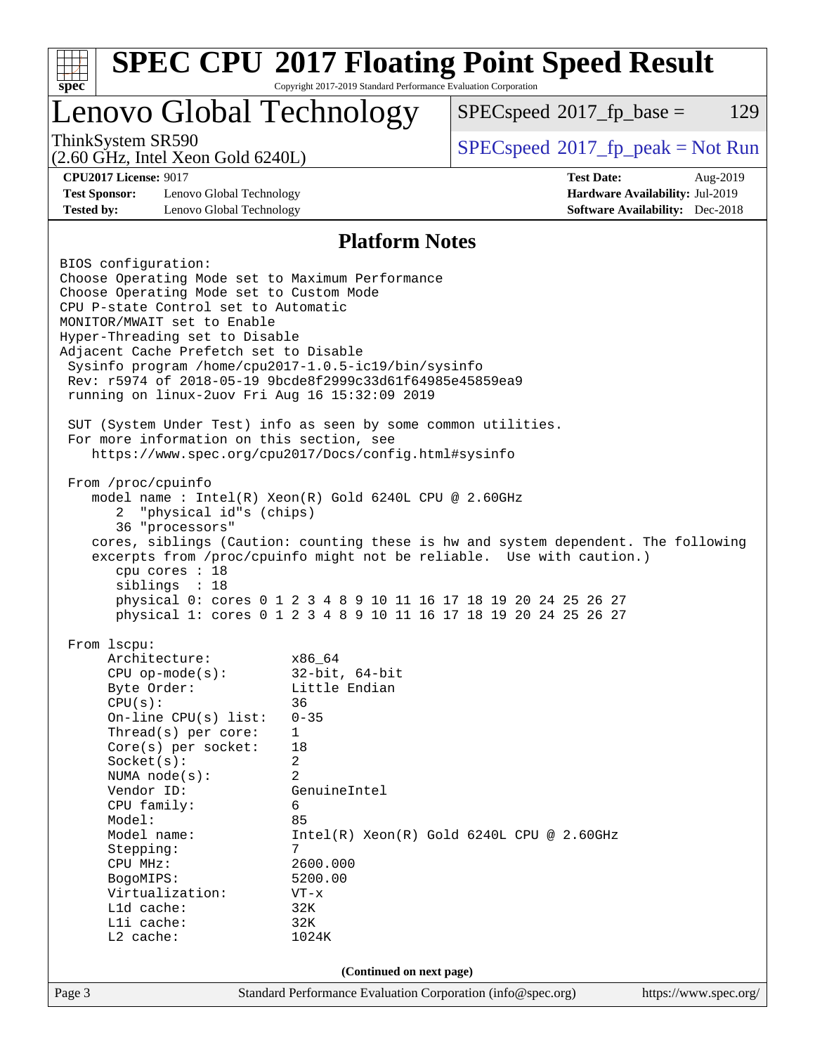# SPEC CPU 2017 Floating Point Speed Result

Copyright 2017-2019 Standard Performance Evaluation Corporation

## Lenovo Global Technology

ThinkSystem SR590
(2.60 GHz, Intel Xeon Gold 6240L)

SPECspeed 2017_fp_base = 129

SPECspeed 2017_fp_peak = Not Run

**CPU2017 License:** 9017
**Test Sponsor:** Lenovo Global Technology
**Tested by:** Lenovo Global Technology

**Test Date:** Aug-2019
**Hardware Availability:** Jul-2019
**Software Availability:** Dec-2018

## Platform Notes

```
BIOS configuration:
Choose Operating Mode set to Maximum Performance
Choose Operating Mode set to Custom Mode
CPU P-state Control set to Automatic
MONITOR/MWAIT set to Enable
Hyper-Threading set to Disable
Adjacent Cache Prefetch set to Disable
 Sysinfo program /home/cpu2017-1.0.5-ic19/bin/sysinfo
 Rev: r5974 of 2018-05-19 9bcde8f2999c33d61f64985e45859ea9
 running on linux-2uov Fri Aug 16 15:32:09 2019

 SUT (System Under Test) info as seen by some common utilities.
 For more information on this section, see
    https://www.spec.org/cpu2017/Docs/config.html#sysinfo

 From /proc/cpuinfo
    model name : Intel(R) Xeon(R) Gold 6240L CPU @ 2.60GHz
       2  "physical id"s (chips)
       36 "processors"
    cores, siblings (Caution: counting these is hw and system dependent. The following
    excerpts from /proc/cpuinfo might not be reliable.  Use with caution.)
       cpu cores : 18
       siblings  : 18
       physical 0: cores 0 1 2 3 4 8 9 10 11 16 17 18 19 20 24 25 26 27
       physical 1: cores 0 1 2 3 4 8 9 10 11 16 17 18 19 20 24 25 26 27

 From lscpu:
      Architecture:          x86_64
      CPU op-mode(s):        32-bit, 64-bit
      Byte Order:            Little Endian
      CPU(s):                36
      On-line CPU(s) list:   0-35
      Thread(s) per core:    1
      Core(s) per socket:    18
      Socket(s):             2
      NUMA node(s):          2
      Vendor ID:             GenuineIntel
      CPU family:            6
      Model:                 85
      Model name:            Intel(R) Xeon(R) Gold 6240L CPU @ 2.60GHz
      Stepping:              7
      CPU MHz:               2600.000
      BogoMIPS:              5200.00
      Virtualization:        VT-x
      L1d cache:             32K
      L1i cache:             32K
      L2 cache:              1024K
```

(Continued on next page)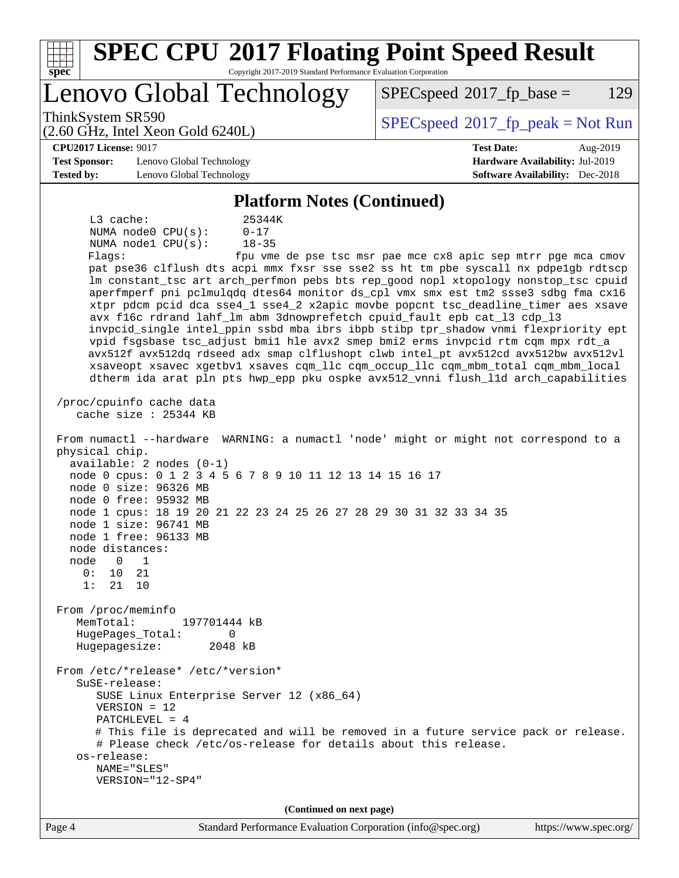# SPEC CPU 2017 Floating Point Speed Result

Copyright 2017-2019 Standard Performance Evaluation Corporation

## Lenovo Global Technology

ThinkSystem SR590
(2.60 GHz, Intel Xeon Gold 6240L)

SPECspeed 2017_fp_base = 129

SPECspeed 2017_fp_peak = Not Run

**CPU2017 License:** 9017
**Test Sponsor:** Lenovo Global Technology
**Tested by:** Lenovo Global Technology
**Test Date:** Aug-2019
**Hardware Availability:** Jul-2019
**Software Availability:** Dec-2018

### Platform Notes (Continued)

```
     L3 cache:              25344K
     NUMA node0 CPU(s):     0-17
     NUMA node1 CPU(s):     18-35
     Flags:                 fpu vme de pse tsc msr pae mce cx8 apic sep mtrr pge mca cmov
     pat pse36 clflush dts acpi mmx fxsr sse sse2 ss ht tm pbe syscall nx pdpe1gb rdtscp
     lm constant_tsc art arch_perfmon pebs bts rep_good nopl xtopology nonstop_tsc cpuid
     aperfmperf pni pclmulqdq dtes64 monitor ds_cpl vmx smx est tm2 ssse3 sdbg fma cx16
     xtpr pdcm pcid dca sse4_1 sse4_2 x2apic movbe popcnt tsc_deadline_timer aes xsave
     avx f16c rdrand lahf_lm abm 3dnowprefetch cpuid_fault epb cat_l3 cdp_l3
     invpcid_single intel_ppin ssbd mba ibrs ibpb stibp tpr_shadow vnmi flexpriority ept
     vpid fsgsbase tsc_adjust bmi1 hle avx2 smep bmi2 erms invpcid rtm cqm mpx rdt_a
     avx512f avx512dq rdseed adx smap clflushopt clwb intel_pt avx512cd avx512bw avx512vl
     xsaveopt xsavec xgetbv1 xsaves cqm_llc cqm_occup_llc cqm_mbm_total cqm_mbm_local
     dtherm ida arat pln pts hwp_epp pku ospke avx512_vnni flush_l1d arch_capabilities

 /proc/cpuinfo cache data
    cache size : 25344 KB

 From numactl --hardware  WARNING: a numactl 'node' might or might not correspond to a
 physical chip.
   available: 2 nodes (0-1)
   node 0 cpus: 0 1 2 3 4 5 6 7 8 9 10 11 12 13 14 15 16 17
   node 0 size: 96326 MB
   node 0 free: 95932 MB
   node 1 cpus: 18 19 20 21 22 23 24 25 26 27 28 29 30 31 32 33 34 35
   node 1 size: 96741 MB
   node 1 free: 96133 MB
   node distances:
   node   0   1
     0:  10  21
     1:  21  10

 From /proc/meminfo
    MemTotal:       197701444 kB
    HugePages_Total:       0
    Hugepagesize:       2048 kB

 From /etc/*release* /etc/*version*
    SuSE-release:
       SUSE Linux Enterprise Server 12 (x86_64)
       VERSION = 12
       PATCHLEVEL = 4
       # This file is deprecated and will be removed in a future service pack or release.
       # Please check /etc/os-release for details about this release.
    os-release:
       NAME="SLES"
       VERSION="12-SP4"
```

(Continued on next page)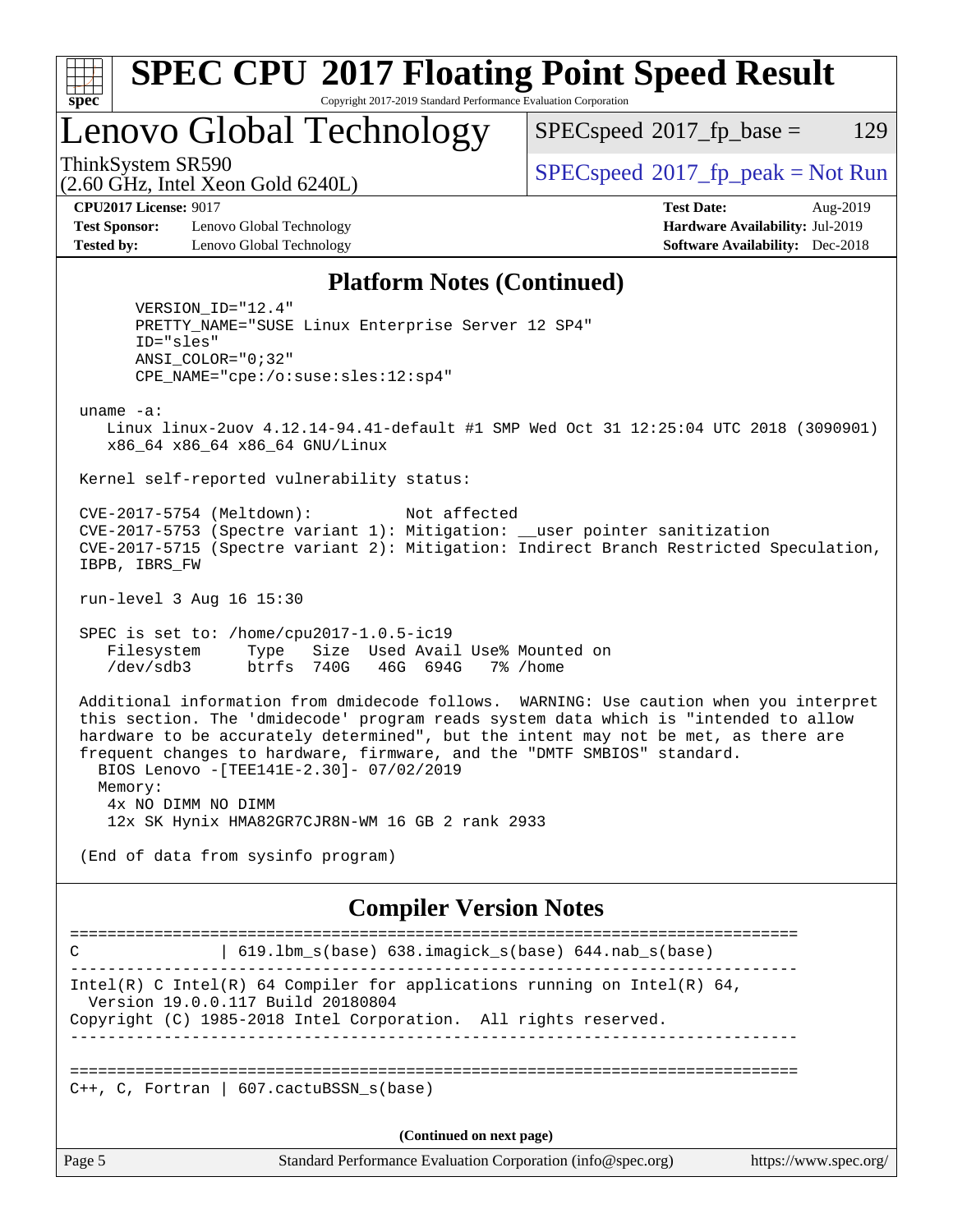# SPEC CPU 2017 Floating Point Speed Result

Copyright 2017-2019 Standard Performance Evaluation Corporation

## Lenovo Global Technology

ThinkSystem SR590
(2.60 GHz, Intel Xeon Gold 6240L)

SPECspeed 2017_fp_base = 129

SPECspeed 2017_fp_peak = Not Run

**CPU2017 License:** 9017
**Test Sponsor:** Lenovo Global Technology
**Tested by:** Lenovo Global Technology

**Test Date:** Aug-2019
**Hardware Availability:** Jul-2019
**Software Availability:** Dec-2018

### Platform Notes (Continued)

```
      VERSION_ID="12.4"
      PRETTY_NAME="SUSE Linux Enterprise Server 12 SP4"
      ID="sles"
      ANSI_COLOR="0;32"
      CPE_NAME="cpe:/o:suse:sles:12:sp4"

 uname -a:
    Linux linux-2uov 4.12.14-94.41-default #1 SMP Wed Oct 31 12:25:04 UTC 2018 (3090901)
    x86_64 x86_64 x86_64 GNU/Linux

 Kernel self-reported vulnerability status:

 CVE-2017-5754 (Meltdown):          Not affected
 CVE-2017-5753 (Spectre variant 1): Mitigation: __user pointer sanitization
 CVE-2017-5715 (Spectre variant 2): Mitigation: Indirect Branch Restricted Speculation,
 IBPB, IBRS_FW

 run-level 3 Aug 16 15:30

 SPEC is set to: /home/cpu2017-1.0.5-ic19
    Filesystem     Type   Size  Used Avail Use% Mounted on
    /dev/sdb3      btrfs  740G   46G  694G   7% /home

 Additional information from dmidecode follows.  WARNING: Use caution when you interpret
 this section. The 'dmidecode' program reads system data which is "intended to allow
 hardware to be accurately determined", but the intent may not be met, as there are
 frequent changes to hardware, firmware, and the "DMTF SMBIOS" standard.
   BIOS Lenovo -[TEE141E-2.30]- 07/02/2019
   Memory:
    4x NO DIMM NO DIMM
    12x SK Hynix HMA82GR7CJR8N-WM 16 GB 2 rank 2933

 (End of data from sysinfo program)
```

### Compiler Version Notes

```
==============================================================================
C               | 619.lbm_s(base) 638.imagick_s(base) 644.nab_s(base)
------------------------------------------------------------------------------
Intel(R) C Intel(R) 64 Compiler for applications running on Intel(R) 64,
  Version 19.0.0.117 Build 20180804
Copyright (C) 1985-2018 Intel Corporation.  All rights reserved.
------------------------------------------------------------------------------

==============================================================================
C++, C, Fortran | 607.cactuBSSN_s(base)
```

(Continued on next page)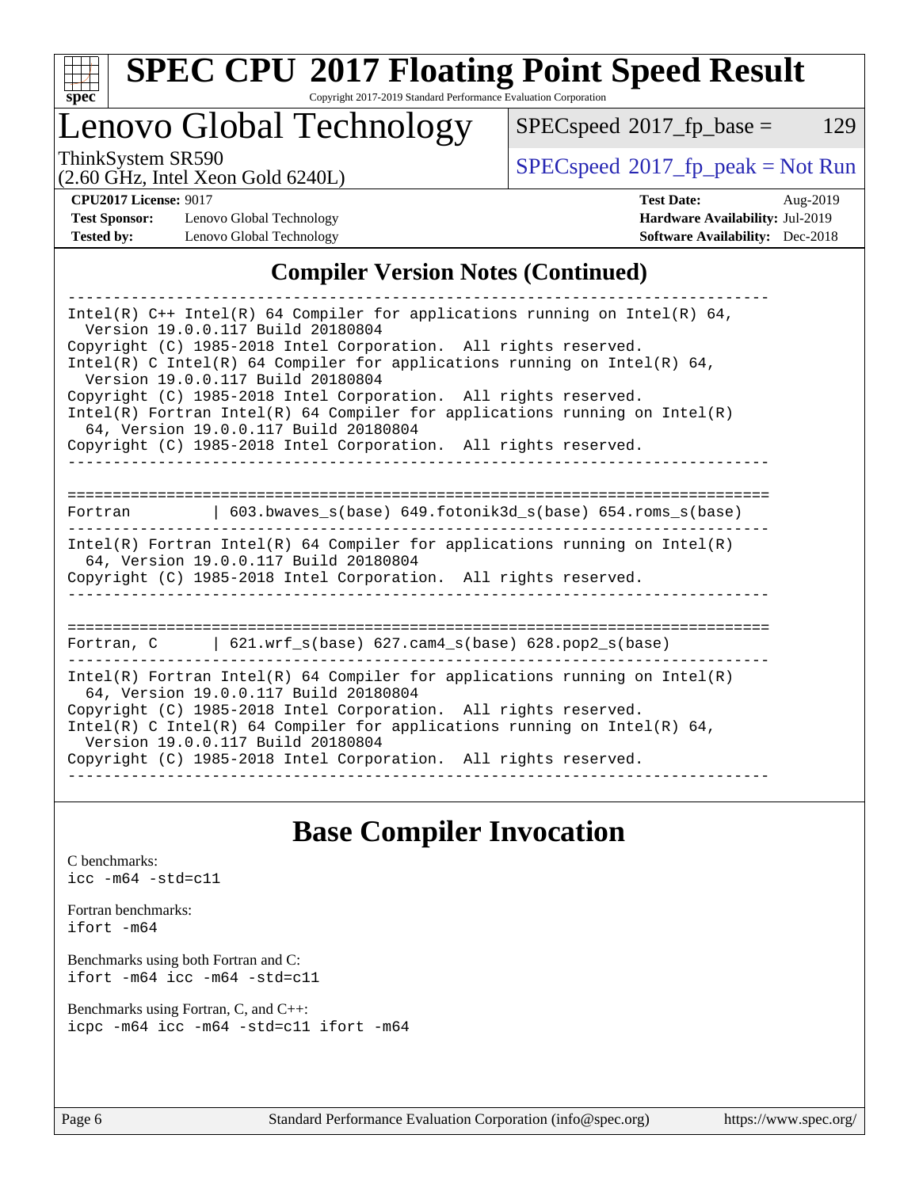# Compiler Version Notes (Continued)

```
------------------------------------------------------------------------------
Intel(R) C++ Intel(R) 64 Compiler for applications running on Intel(R) 64,
  Version 19.0.0.117 Build 20180804
Copyright (C) 1985-2018 Intel Corporation.  All rights reserved.
Intel(R) C Intel(R) 64 Compiler for applications running on Intel(R) 64,
  Version 19.0.0.117 Build 20180804
Copyright (C) 1985-2018 Intel Corporation.  All rights reserved.
Intel(R) Fortran Intel(R) 64 Compiler for applications running on Intel(R)
  64, Version 19.0.0.117 Build 20180804
Copyright (C) 1985-2018 Intel Corporation.  All rights reserved.
------------------------------------------------------------------------------

==============================================================================
Fortran          | 603.bwaves_s(base) 649.fotonik3d_s(base) 654.roms_s(base)
------------------------------------------------------------------------------
Intel(R) Fortran Intel(R) 64 Compiler for applications running on Intel(R)
  64, Version 19.0.0.117 Build 20180804
Copyright (C) 1985-2018 Intel Corporation.  All rights reserved.
------------------------------------------------------------------------------

==============================================================================
Fortran, C       | 621.wrf_s(base) 627.cam4_s(base) 628.pop2_s(base)
------------------------------------------------------------------------------
Intel(R) Fortran Intel(R) 64 Compiler for applications running on Intel(R)
  64, Version 19.0.0.117 Build 20180804
Copyright (C) 1985-2018 Intel Corporation.  All rights reserved.
Intel(R) C Intel(R) 64 Compiler for applications running on Intel(R) 64,
  Version 19.0.0.117 Build 20180804
Copyright (C) 1985-2018 Intel Corporation.  All rights reserved.
------------------------------------------------------------------------------
```

# Base Compiler Invocation

C benchmarks:
`icc -m64 -std=c11`

Fortran benchmarks:
`ifort -m64`

Benchmarks using both Fortran and C:
`ifort -m64 icc -m64 -std=c11`

Benchmarks using Fortran, C, and C++:
`icpc -m64 icc -m64 -std=c11 ifort -m64`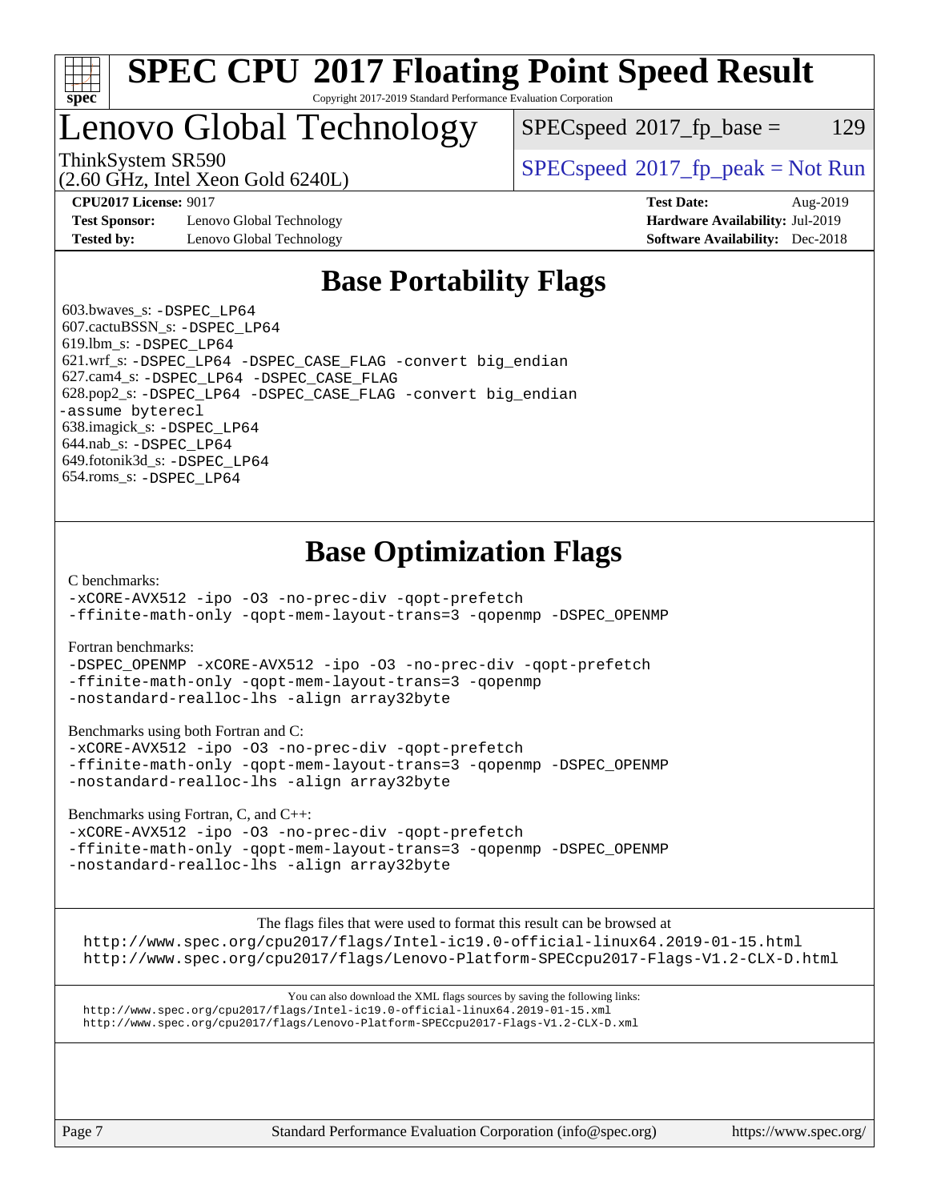# SPEC CPU 2017 Floating Point Speed Result

Copyright 2017-2019 Standard Performance Evaluation Corporation

## Lenovo Global Technology

ThinkSystem SR590
(2.60 GHz, Intel Xeon Gold 6240L)

SPECspeed 2017_fp_base = 129

SPECspeed 2017_fp_peak = Not Run

**CPU2017 License:** 9017
**Test Sponsor:** Lenovo Global Technology
**Tested by:** Lenovo Global Technology

**Test Date:** Aug-2019
**Hardware Availability:** Jul-2019
**Software Availability:** Dec-2018

## Base Portability Flags

603.bwaves_s: `-DSPEC_LP64`
607.cactuBSSN_s: `-DSPEC_LP64`
619.lbm_s: `-DSPEC_LP64`
621.wrf_s: `-DSPEC_LP64 -DSPEC_CASE_FLAG -convert big_endian`
627.cam4_s: `-DSPEC_LP64 -DSPEC_CASE_FLAG`
628.pop2_s: `-DSPEC_LP64 -DSPEC_CASE_FLAG -convert big_endian -assume byterecl`
638.imagick_s: `-DSPEC_LP64`
644.nab_s: `-DSPEC_LP64`
649.fotonik3d_s: `-DSPEC_LP64`
654.roms_s: `-DSPEC_LP64`

## Base Optimization Flags

C benchmarks:

```
-xCORE-AVX512 -ipo -O3 -no-prec-div -qopt-prefetch
-ffinite-math-only -qopt-mem-layout-trans=3 -qopenmp -DSPEC_OPENMP
```

Fortran benchmarks:

```
-DSPEC_OPENMP -xCORE-AVX512 -ipo -O3 -no-prec-div -qopt-prefetch
-ffinite-math-only -qopt-mem-layout-trans=3 -qopenmp
-nostandard-realloc-lhs -align array32byte
```

Benchmarks using both Fortran and C:

```
-xCORE-AVX512 -ipo -O3 -no-prec-div -qopt-prefetch
-ffinite-math-only -qopt-mem-layout-trans=3 -qopenmp -DSPEC_OPENMP
-nostandard-realloc-lhs -align array32byte
```

Benchmarks using Fortran, C, and C++:

```
-xCORE-AVX512 -ipo -O3 -no-prec-div -qopt-prefetch
-ffinite-math-only -qopt-mem-layout-trans=3 -qopenmp -DSPEC_OPENMP
-nostandard-realloc-lhs -align array32byte
```

The flags files that were used to format this result can be browsed at
http://www.spec.org/cpu2017/flags/Intel-ic19.0-official-linux64.2019-01-15.html
http://www.spec.org/cpu2017/flags/Lenovo-Platform-SPECcpu2017-Flags-V1.2-CLX-D.html

You can also download the XML flags sources by saving the following links:
http://www.spec.org/cpu2017/flags/Intel-ic19.0-official-linux64.2019-01-15.xml
http://www.spec.org/cpu2017/flags/Lenovo-Platform-SPECcpu2017-Flags-V1.2-CLX-D.xml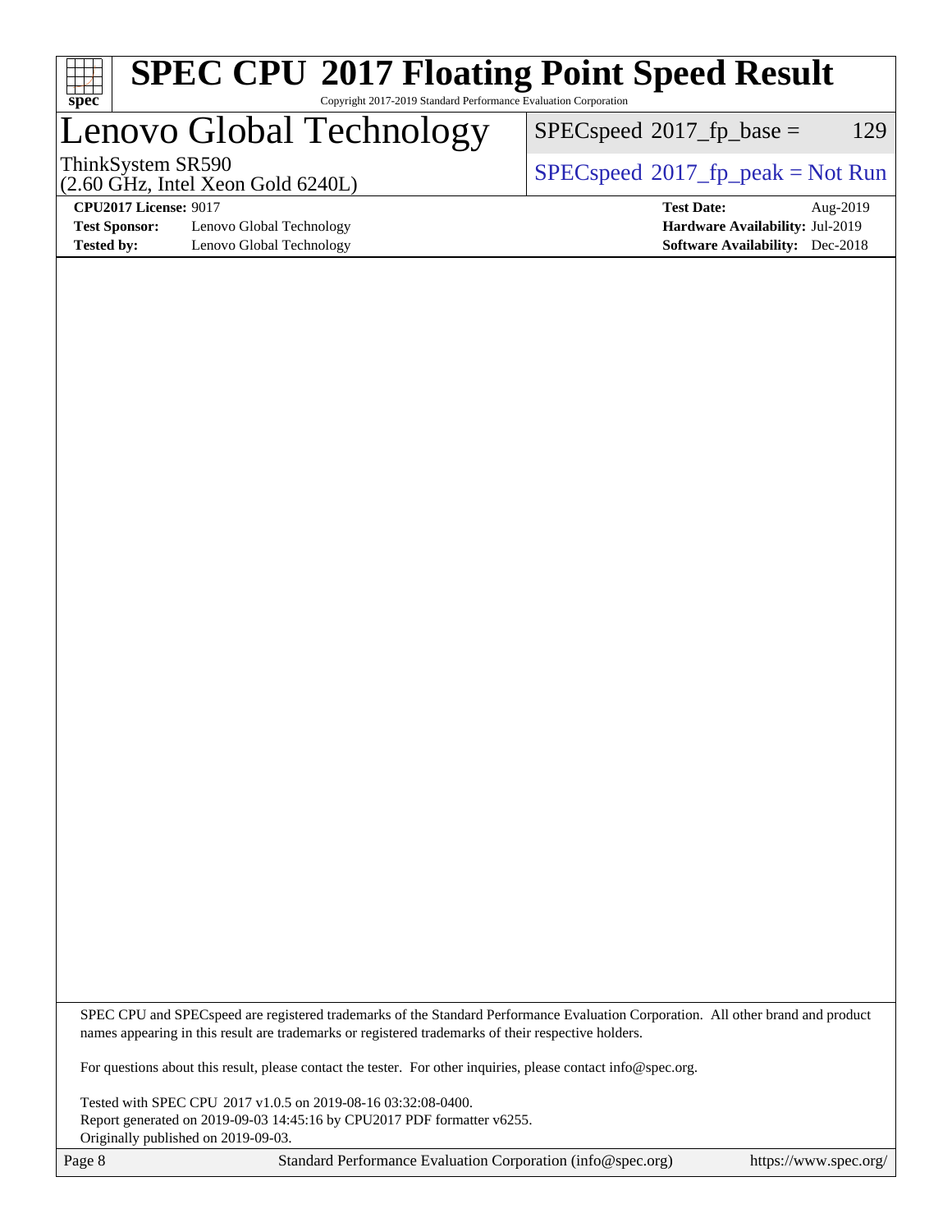SPEC CPU and SPECspeed are registered trademarks of the Standard Performance Evaluation Corporation. All other brand and product names appearing in this result are trademarks or registered trademarks of their respective holders.

For questions about this result, please contact the tester. For other inquiries, please contact info@spec.org.

Tested with SPEC CPU 2017 v1.0.5 on 2019-08-16 03:32:08-0400.
Report generated on 2019-09-03 14:45:16 by CPU2017 PDF formatter v6255.
Originally published on 2019-09-03.